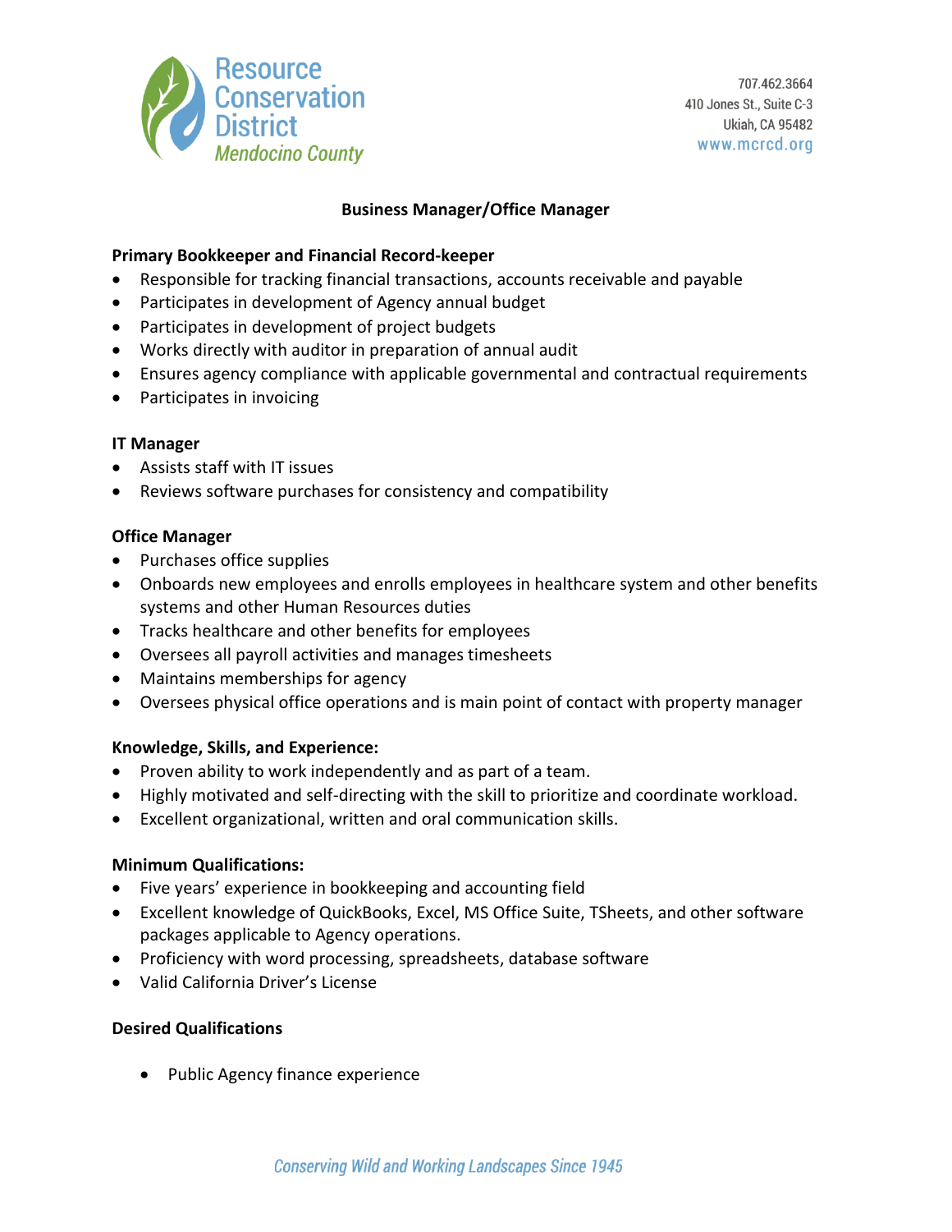Resource Conservation District
*Mendocino County*

707.462.3664
410 Jones St., Suite C-3
Ukiah, CA 95482
www.mcrcd.org

# Business Manager/Office Manager

**Primary Bookkeeper and Financial Record-keeper**

- Responsible for tracking financial transactions, accounts receivable and payable
- Participates in development of Agency annual budget
- Participates in development of project budgets
- Works directly with auditor in preparation of annual audit
- Ensures agency compliance with applicable governmental and contractual requirements
- Participates in invoicing

**IT Manager**

- Assists staff with IT issues
- Reviews software purchases for consistency and compatibility

**Office Manager**

- Purchases office supplies
- Onboards new employees and enrolls employees in healthcare system and other benefits systems and other Human Resources duties
- Tracks healthcare and other benefits for employees
- Oversees all payroll activities and manages timesheets
- Maintains memberships for agency
- Oversees physical office operations and is main point of contact with property manager

**Knowledge, Skills, and Experience:**

- Proven ability to work independently and as part of a team.
- Highly motivated and self-directing with the skill to prioritize and coordinate workload.
- Excellent organizational, written and oral communication skills.

**Minimum Qualifications:**

- Five years' experience in bookkeeping and accounting field
- Excellent knowledge of QuickBooks, Excel, MS Office Suite, TSheets, and other software packages applicable to Agency operations.
- Proficiency with word processing, spreadsheets, database software
- Valid California Driver's License

**Desired Qualifications**

- Public Agency finance experience

*Conserving Wild and Working Landscapes Since 1945*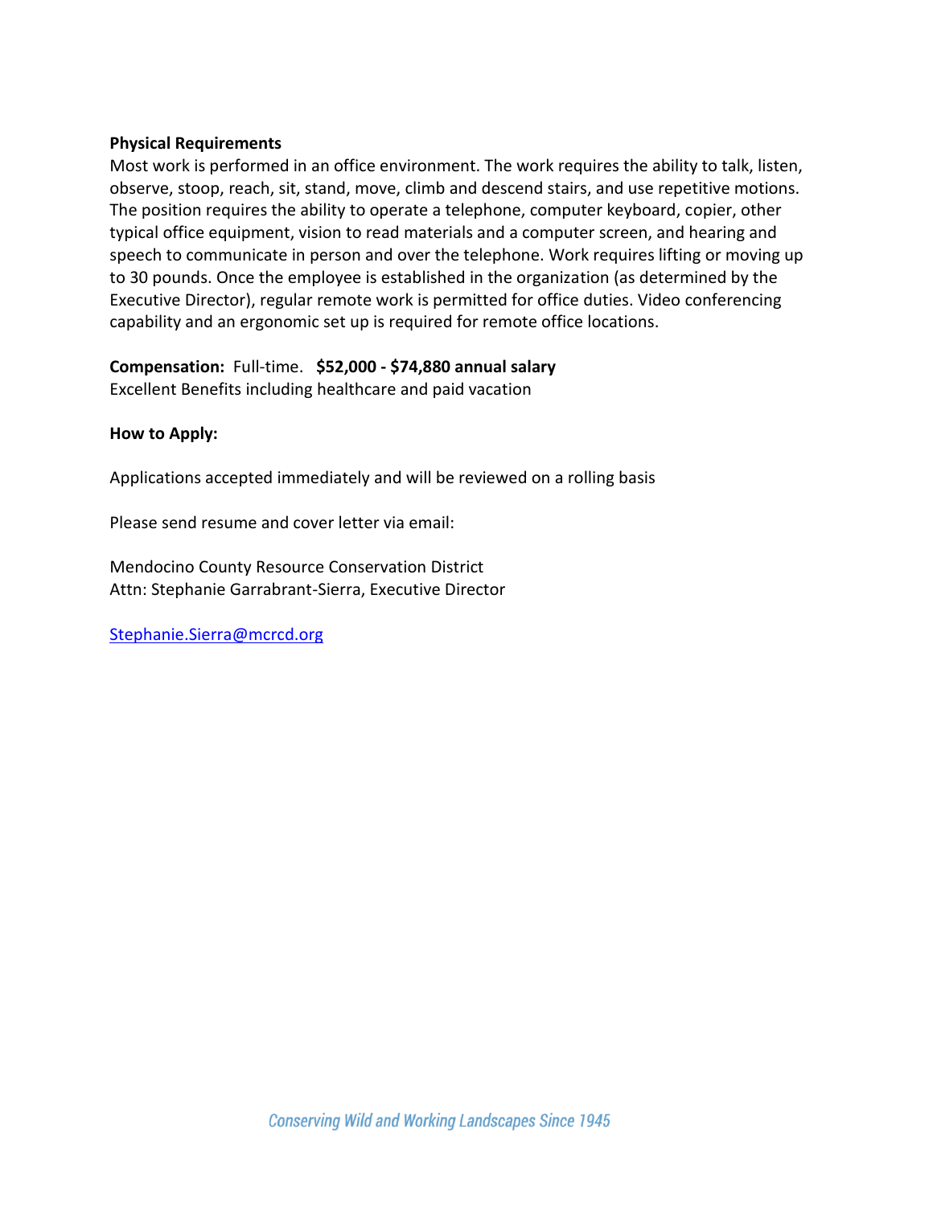**Physical Requirements**

Most work is performed in an office environment. The work requires the ability to talk, listen, observe, stoop, reach, sit, stand, move, climb and descend stairs, and use repetitive motions. The position requires the ability to operate a telephone, computer keyboard, copier, other typical office equipment, vision to read materials and a computer screen, and hearing and speech to communicate in person and over the telephone. Work requires lifting or moving up to 30 pounds. Once the employee is established in the organization (as determined by the Executive Director), regular remote work is permitted for office duties. Video conferencing capability and an ergonomic set up is required for remote office locations.

**Compensation:** Full-time. **$52,000 - $74,880 annual salary**

Excellent Benefits including healthcare and paid vacation

**How to Apply:**

Applications accepted immediately and will be reviewed on a rolling basis

Please send resume and cover letter via email:

Mendocino County Resource Conservation District

Attn: Stephanie Garrabrant-Sierra, Executive Director

Stephanie.Sierra@mcrcd.org

*Conserving Wild and Working Landscapes Since 1945*